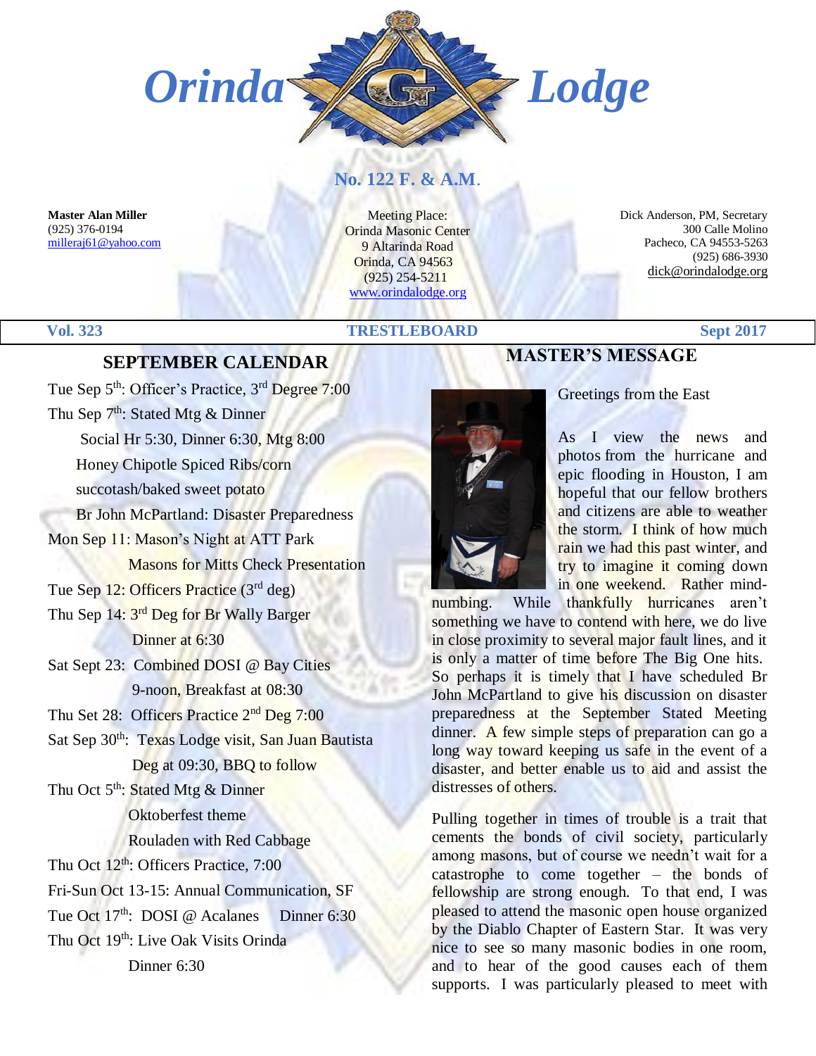# Orinda Lodge

## No. 122 F. & A.M.

**Master Alan Miller**
(925) 376-0194
milleraj61@yahoo.com

Meeting Place:
Orinda Masonic Center
9 Altarinda Road
Orinda, CA 94563
(925) 254-5211
www.orindalodge.org

Dick Anderson, PM, Secretary
300 Calle Molino
Pacheco, CA 94553-5263
(925) 686-3930
dick@orindalodge.org

**Vol. 323** **TRESTLEBOARD** **Sept 2017**

## SEPTEMBER CALENDAR

Tue Sep 5th: Officer's Practice, 3rd Degree 7:00

Thu Sep 7th: Stated Mtg & Dinner
 Social Hr 5:30, Dinner 6:30, Mtg 8:00
 Honey Chipotle Spiced Ribs/corn
 succotash/baked sweet potato
 Br John McPartland: Disaster Preparedness

Mon Sep 11: Mason's Night at ATT Park
 Masons for Mitts Check Presentation

Tue Sep 12: Officers Practice (3rd deg)

Thu Sep 14: 3rd Deg for Br Wally Barger
 Dinner at 6:30

Sat Sept 23: Combined DOSI @ Bay Cities
 9-noon, Breakfast at 08:30

Thu Set 28: Officers Practice 2nd Deg 7:00

Sat Sep 30th: Texas Lodge visit, San Juan Bautista
 Deg at 09:30, BBQ to follow

Thu Oct 5th: Stated Mtg & Dinner
 Oktoberfest theme
 Rouladen with Red Cabbage

Thu Oct 12th: Officers Practice, 7:00

Fri-Sun Oct 13-15: Annual Communication, SF

Tue Oct 17th: DOSI @ Acalanes Dinner 6:30

Thu Oct 19th: Live Oak Visits Orinda
 Dinner 6:30

## MASTER'S MESSAGE

Greetings from the East

As I view the news and photos from the hurricane and epic flooding in Houston, I am hopeful that our fellow brothers and citizens are able to weather the storm. I think of how much rain we had this past winter, and try to imagine it coming down in one weekend. Rather mind-numbing. While thankfully hurricanes aren't something we have to contend with here, we do live in close proximity to several major fault lines, and it is only a matter of time before The Big One hits. So perhaps it is timely that I have scheduled Br John McPartland to give his discussion on disaster preparedness at the September Stated Meeting dinner. A few simple steps of preparation can go a long way toward keeping us safe in the event of a disaster, and better enable us to aid and assist the distresses of others.

Pulling together in times of trouble is a trait that cements the bonds of civil society, particularly among masons, but of course we needn't wait for a catastrophe to come together – the bonds of fellowship are strong enough. To that end, I was pleased to attend the masonic open house organized by the Diablo Chapter of Eastern Star. It was very nice to see so many masonic bodies in one room, and to hear of the good causes each of them supports. I was particularly pleased to meet with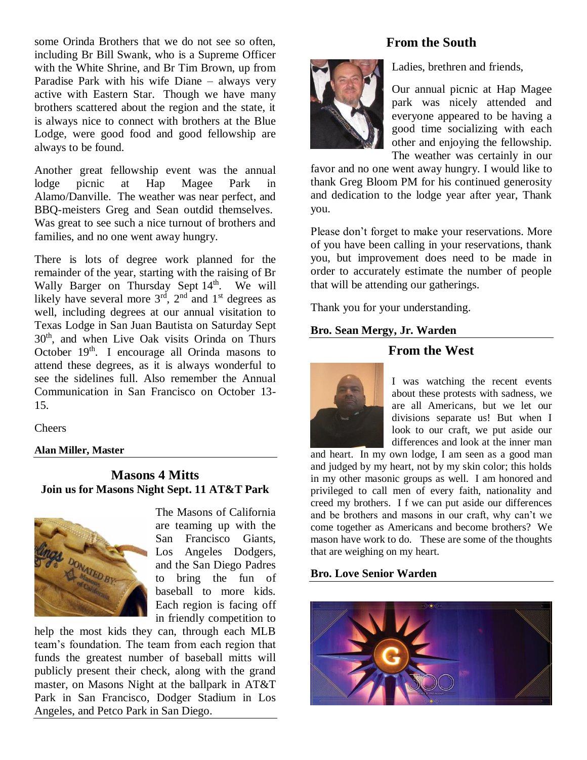some Orinda Brothers that we do not see so often, including Br Bill Swank, who is a Supreme Officer with the White Shrine, and Br Tim Brown, up from Paradise Park with his wife Diane – always very active with Eastern Star. Though we have many brothers scattered about the region and the state, it is always nice to connect with brothers at the Blue Lodge, were good food and good fellowship are always to be found.

Another great fellowship event was the annual lodge picnic at Hap Magee Park in Alamo/Danville. The weather was near perfect, and BBQ-meisters Greg and Sean outdid themselves. Was great to see such a nice turnout of brothers and families, and no one went away hungry.

There is lots of degree work planned for the remainder of the year, starting with the raising of Br Wally Barger on Thursday Sept 14th. We will likely have several more 3rd, 2nd and 1st degrees as well, including degrees at our annual visitation to Texas Lodge in San Juan Bautista on Saturday Sept 30th, and when Live Oak visits Orinda on Thurs October 19th. I encourage all Orinda masons to attend these degrees, as it is always wonderful to see the sidelines full. Also remember the Annual Communication in San Francisco on October 13-15.

Cheers

**Alan Miller, Master**

## Masons 4 Mitts

**Join us for Masons Night Sept. 11 AT&T Park**

The Masons of California are teaming up with the San Francisco Giants, Los Angeles Dodgers, and the San Diego Padres to bring the fun of baseball to more kids. Each region is facing off in friendly competition to help the most kids they can, through each MLB team's foundation. The team from each region that funds the greatest number of baseball mitts will publicly present their check, along with the grand master, on Masons Night at the ballpark in AT&T Park in San Francisco, Dodger Stadium in Los Angeles, and Petco Park in San Diego.

## From the South

Ladies, brethren and friends,

Our annual picnic at Hap Magee park was nicely attended and everyone appeared to be having a good time socializing with each other and enjoying the fellowship. The weather was certainly in our favor and no one went away hungry. I would like to thank Greg Bloom PM for his continued generosity and dedication to the lodge year after year, Thank you.

Please don't forget to make your reservations. More of you have been calling in your reservations, thank you, but improvement does need to be made in order to accurately estimate the number of people that will be attending our gatherings.

Thank you for your understanding.

**Bro. Sean Mergy, Jr. Warden**

## From the West

I was watching the recent events about these protests with sadness, we are all Americans, but we let our divisions separate us! But when I look to our craft, we put aside our differences and look at the inner man and heart. In my own lodge, I am seen as a good man and judged by my heart, not by my skin color; this holds in my other masonic groups as well. I am honored and privileged to call men of every faith, nationality and creed my brothers. I f we can put aside our differences and be brothers and masons in our craft, why can't we come together as Americans and become brothers? We mason have work to do. These are some of the thoughts that are weighing on my heart.

**Bro. Love Senior Warden**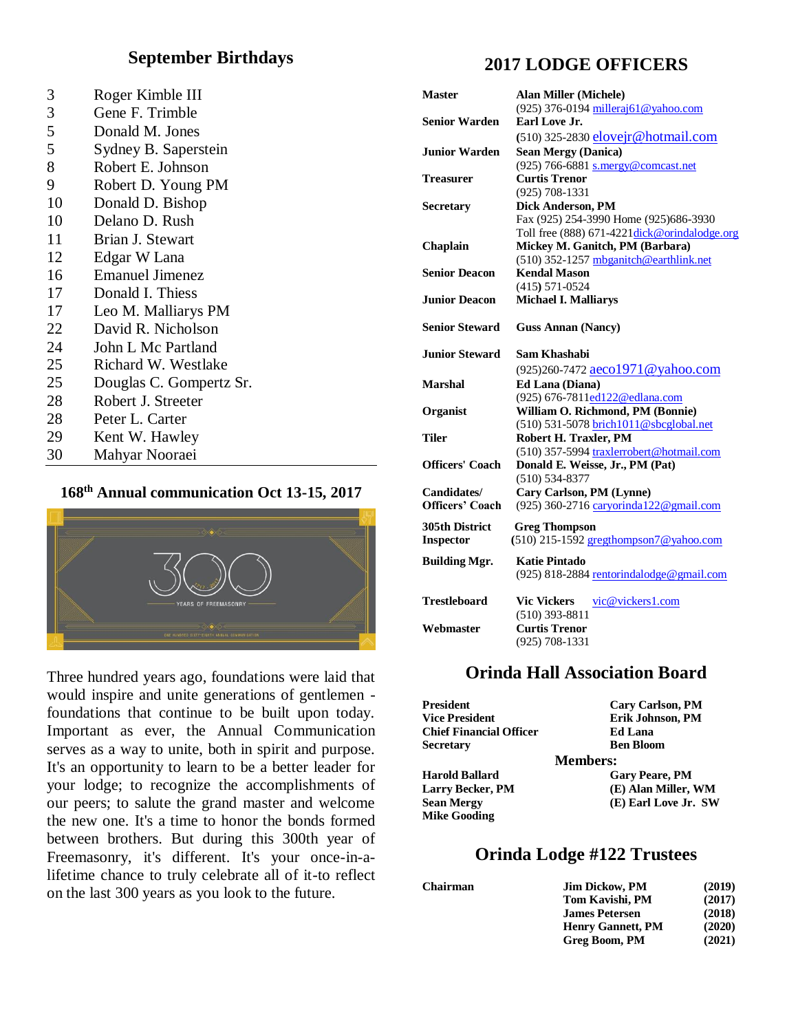## September Birthdays

| | |
|---|---|
| 3 | Roger Kimble III |
| 3 | Gene F. Trimble |
| 5 | Donald M. Jones |
| 5 | Sydney B. Saperstein |
| 8 | Robert E. Johnson |
| 9 | Robert D. Young PM |
| 10 | Donald D. Bishop |
| 10 | Delano D. Rush |
| 11 | Brian J. Stewart |
| 12 | Edgar W Lana |
| 16 | Emanuel Jimenez |
| 17 | Donald I. Thiess |
| 17 | Leo M. Malliarys PM |
| 22 | David R. Nicholson |
| 24 | John L Mc Partland |
| 25 | Richard W. Westlake |
| 25 | Douglas C. Gompertz Sr. |
| 28 | Robert J. Streeter |
| 28 | Peter L. Carter |
| 29 | Kent W. Hawley |
| 30 | Mahyar Nooraei |

### 168th Annual communication Oct 13-15, 2017

300 YEARS OF FREEMASONRY

Three hundred years ago, foundations were laid that would inspire and unite generations of gentlemen - foundations that continue to be built upon today. Important as ever, the Annual Communication serves as a way to unite, both in spirit and purpose. It's an opportunity to learn to be a better leader for your lodge; to recognize the accomplishments of our peers; to salute the grand master and welcome the new one. It's a time to honor the bonds formed between brothers. But during this 300th year of Freemasonry, it's different. It's your once-in-a-lifetime chance to truly celebrate all of it-to reflect on the last 300 years as you look to the future.

## 2017 LODGE OFFICERS

| | |
|---|---|
| **Master** | **Alan Miller (Michele)**<br>(925) 376-0194 milleraj61@yahoo.com |
| **Senior Warden** | **Earl Love Jr.**<br>(510) 325-2830 elovejr@hotmail.com |
| **Junior Warden** | **Sean Mergy (Danica)**<br>(925) 766-6881 s.mergy@comcast.net |
| **Treasurer** | **Curtis Trenor**<br>(925) 708-1331 |
| **Secretary** | **Dick Anderson, PM**<br>Fax (925) 254-3990 Home (925)686-3930<br>Toll free (888) 671-4221dick@orindalodge.org |
| **Chaplain** | **Mickey M. Ganitch, PM (Barbara)**<br>(510) 352-1257 mbganitch@earthlink.net |
| **Senior Deacon** | **Kendal Mason**<br>(415) 571-0524 |
| **Junior Deacon** | **Michael I. Malliarys** |
| **Senior Steward** | **Guss Annan (Nancy)** |
| **Junior Steward** | **Sam Khashabi**<br>(925)260-7472 aeco1971@yahoo.com |
| **Marshal** | **Ed Lana (Diana)**<br>(925) 676-7811ed122@edlana.com |
| **Organist** | **William O. Richmond, PM (Bonnie)**<br>(510) 531-5078 brich1011@sbcglobal.net |
| **Tiler** | **Robert H. Traxler, PM**<br>(510) 357-5994 traxlerrobert@hotmail.com |
| **Officers' Coach** | **Donald E. Weisse, Jr., PM (Pat)**<br>(510) 534-8377 |
| **Candidates/ Officers' Coach** | **Cary Carlson, PM (Lynne)**<br>(925) 360-2716 caryorinda122@gmail.com |
| **305th District Inspector** | **Greg Thompson**<br>(510) 215-1592 gregthompson7@yahoo.com |
| **Building Mgr.** | **Katie Pintado**<br>(925) 818-2884 rentorindalodge@gmail.com |
| **Trestleboard** | **Vic Vickers** vic@vickers1.com<br>(510) 393-8811 |
| **Webmaster** | **Curtis Trenor**<br>(925) 708-1331 |

## Orinda Hall Association Board

| | |
|---|---|
| **President** | **Cary Carlson, PM** |
| **Vice President** | **Erik Johnson, PM** |
| **Chief Financial Officer** | **Ed Lana** |
| **Secretary** | **Ben Bloom** |

**Members:**

| | |
|---|---|
| **Harold Ballard** | **Gary Peare, PM** |
| **Larry Becker, PM** | **(E) Alan Miller, WM** |
| **Sean Mergy** | **(E) Earl Love Jr. SW** |
| **Mike Gooding** | |

## Orinda Lodge #122 Trustees

| | | |
|---|---|---|
| **Chairman** | **Jim Dickow, PM** | **(2019)** |
| | **Tom Kavishi, PM** | **(2017)** |
| | **James Petersen** | **(2018)** |
| | **Henry Gannett, PM** | **(2020)** |
| | **Greg Boom, PM** | **(2021)** |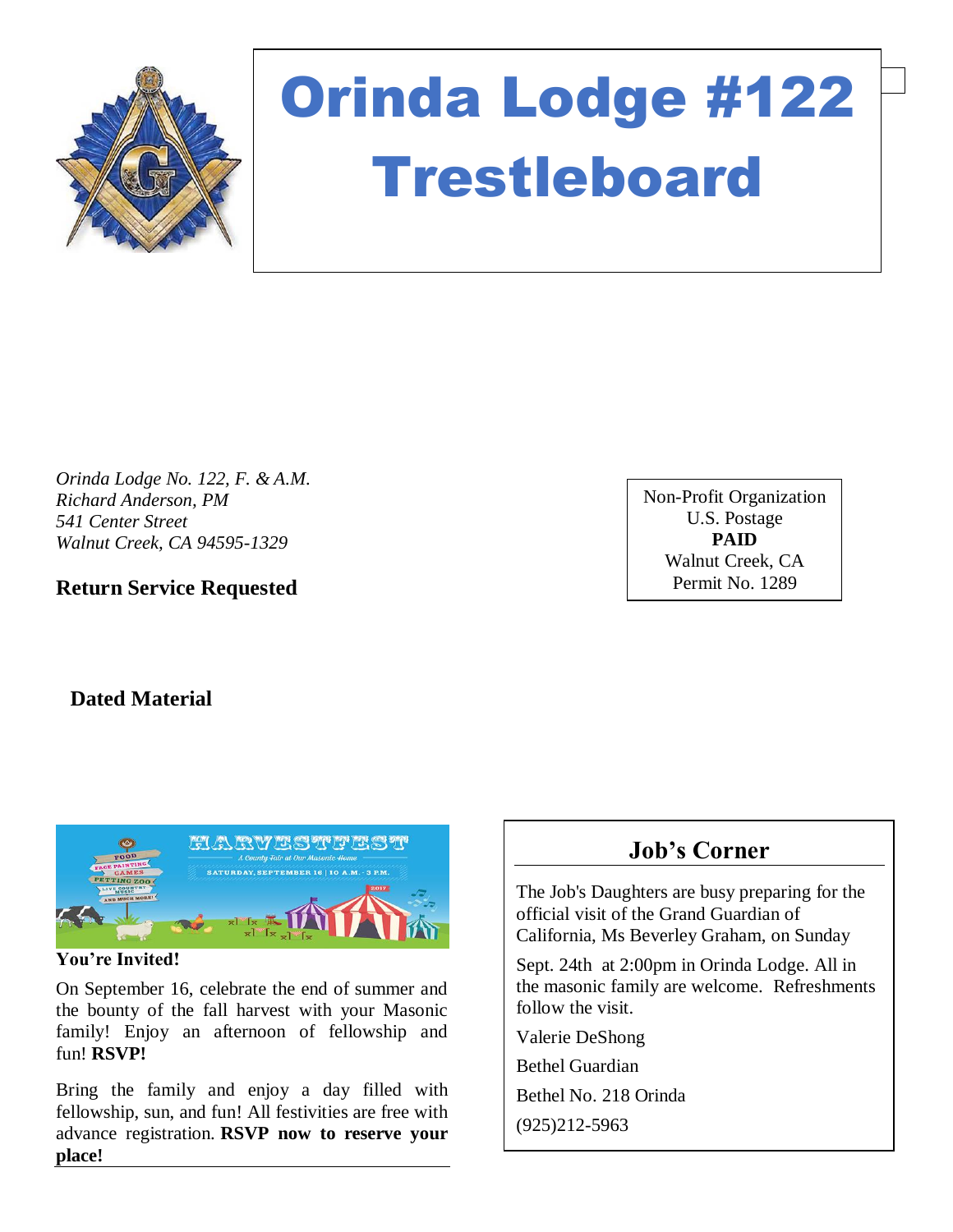# Orinda Lodge #122 Trestleboard

*Orinda Lodge No. 122, F. & A.M.*
*Richard Anderson, PM*
*541 Center Street*
*Walnut Creek, CA 94595-1329*

**Return Service Requested**

Non-Profit Organization
U.S. Postage
**PAID**
Walnut Creek, CA
Permit No. 1289

**Dated Material**

HARVESTFEST
A County Fair at Our Masonic Home
SATURDAY, SEPTEMBER 16 | 10 A.M. - 3 P.M.

**You're Invited!**

On September 16, celebrate the end of summer and the bounty of the fall harvest with your Masonic family! Enjoy an afternoon of fellowship and fun! **RSVP!**

Bring the family and enjoy a day filled with fellowship, sun, and fun! All festivities are free with advance registration. **RSVP now to reserve your place!**

## Job's Corner

The Job's Daughters are busy preparing for the official visit of the Grand Guardian of California, Ms Beverley Graham, on Sunday

Sept. 24th at 2:00pm in Orinda Lodge. All in the masonic family are welcome. Refreshments follow the visit.

Valerie DeShong

Bethel Guardian

Bethel No. 218 Orinda

(925)212-5963